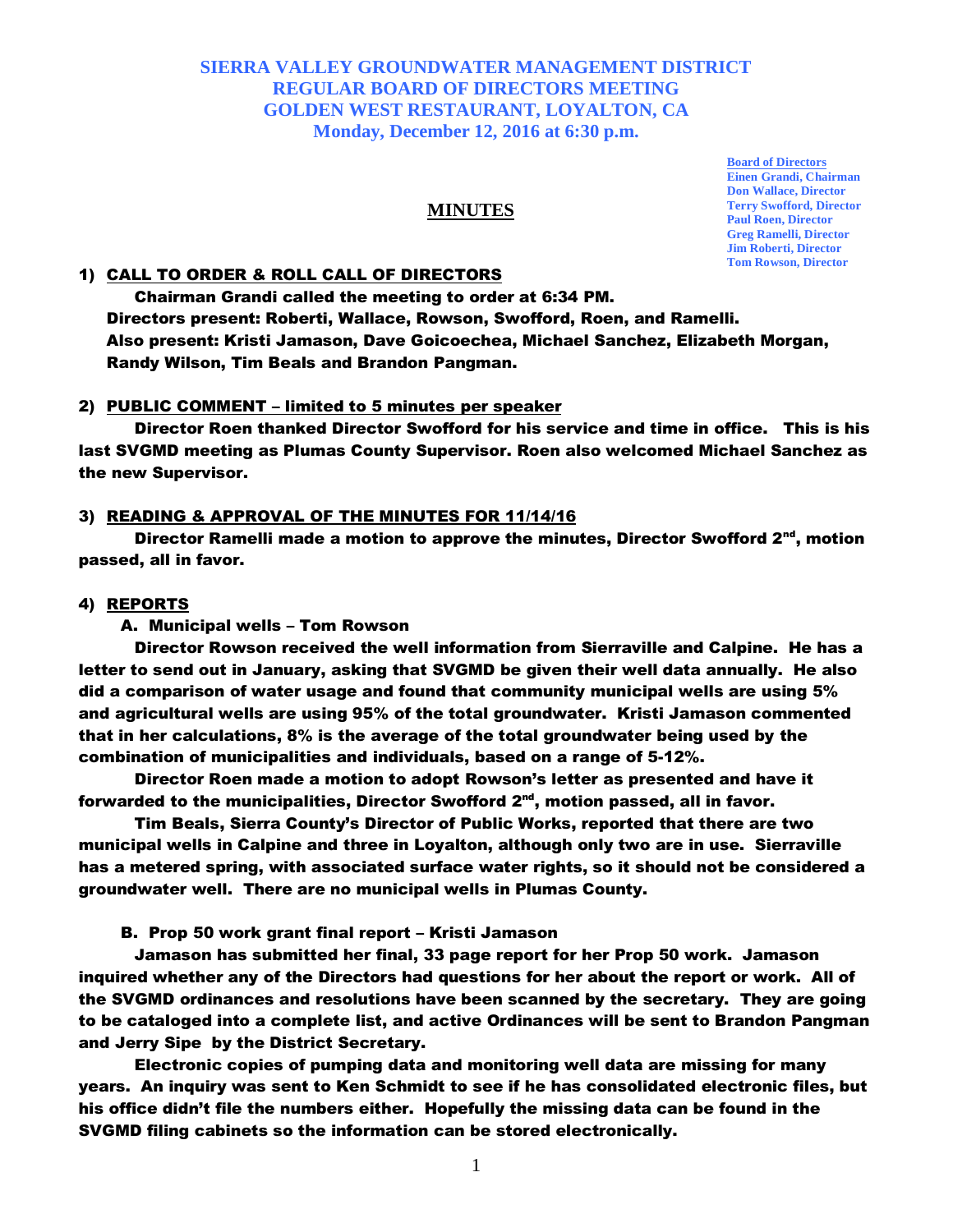# SIERRA VALLEY GROUNDWATER MANAGEMENT DISTRICT
# REGULAR BOARD OF DIRECTORS MEETING
# GOLDEN WEST RESTAURANT, LOYALTON, CA
# Monday, December 12, 2016 at 6:30 p.m.

**Board of Directors**
**Einen Grandi, Chairman**
**Don Wallace, Director**
**Terry Swofford, Director**
**Paul Roen, Director**
**Greg Ramelli, Director**
**Jim Roberti, Director**
**Tom Rowson, Director**

## MINUTES

**1) CALL TO ORDER & ROLL CALL OF DIRECTORS**

Chairman Grandi called the meeting to order at 6:34 PM.
Directors present: Roberti, Wallace, Rowson, Swofford, Roen, and Ramelli.
Also present: Kristi Jamason, Dave Goicoechea, Michael Sanchez, Elizabeth Morgan, Randy Wilson, Tim Beals and Brandon Pangman.

**2) PUBLIC COMMENT – limited to 5 minutes per speaker**

Director Roen thanked Director Swofford for his service and time in office. This is his last SVGMD meeting as Plumas County Supervisor. Roen also welcomed Michael Sanchez as the new Supervisor.

**3) READING & APPROVAL OF THE MINUTES FOR 11/14/16**

Director Ramelli made a motion to approve the minutes, Director Swofford 2nd, motion passed, all in favor.

**4) REPORTS**

**A. Municipal wells – Tom Rowson**

Director Rowson received the well information from Sierraville and Calpine. He has a letter to send out in January, asking that SVGMD be given their well data annually. He also did a comparison of water usage and found that community municipal wells are using 5% and agricultural wells are using 95% of the total groundwater. Kristi Jamason commented that in her calculations, 8% is the average of the total groundwater being used by the combination of municipalities and individuals, based on a range of 5-12%.

Director Roen made a motion to adopt Rowson's letter as presented and have it forwarded to the municipalities, Director Swofford 2nd, motion passed, all in favor.

Tim Beals, Sierra County's Director of Public Works, reported that there are two municipal wells in Calpine and three in Loyalton, although only two are in use. Sierraville has a metered spring, with associated surface water rights, so it should not be considered a groundwater well. There are no municipal wells in Plumas County.

**B. Prop 50 work grant final report – Kristi Jamason**

Jamason has submitted her final, 33 page report for her Prop 50 work. Jamason inquired whether any of the Directors had questions for her about the report or work. All of the SVGMD ordinances and resolutions have been scanned by the secretary. They are going to be cataloged into a complete list, and active Ordinances will be sent to Brandon Pangman and Jerry Sipe by the District Secretary.

Electronic copies of pumping data and monitoring well data are missing for many years. An inquiry was sent to Ken Schmidt to see if he has consolidated electronic files, but his office didn't file the numbers either. Hopefully the missing data can be found in the SVGMD filing cabinets so the information can be stored electronically.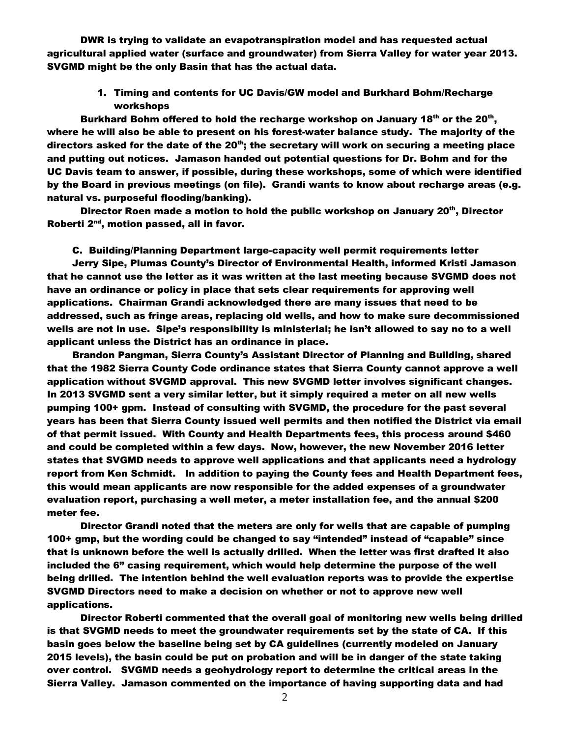DWR is trying to validate an evapotranspiration model and has requested actual agricultural applied water (surface and groundwater) from Sierra Valley for water year 2013. SVGMD might be the only Basin that has the actual data.

1. Timing and contents for UC Davis/GW model and Burkhard Bohm/Recharge workshops

Burkhard Bohm offered to hold the recharge workshop on January 18th or the 20th, where he will also be able to present on his forest-water balance study. The majority of the directors asked for the date of the 20th; the secretary will work on securing a meeting place and putting out notices. Jamason handed out potential questions for Dr. Bohm and for the UC Davis team to answer, if possible, during these workshops, some of which were identified by the Board in previous meetings (on file). Grandi wants to know about recharge areas (e.g. natural vs. purposeful flooding/banking).

Director Roen made a motion to hold the public workshop on January 20th, Director Roberti 2nd, motion passed, all in favor.

C. Building/Planning Department large-capacity well permit requirements letter

Jerry Sipe, Plumas County's Director of Environmental Health, informed Kristi Jamason that he cannot use the letter as it was written at the last meeting because SVGMD does not have an ordinance or policy in place that sets clear requirements for approving well applications. Chairman Grandi acknowledged there are many issues that need to be addressed, such as fringe areas, replacing old wells, and how to make sure decommissioned wells are not in use. Sipe's responsibility is ministerial; he isn't allowed to say no to a well applicant unless the District has an ordinance in place.

Brandon Pangman, Sierra County's Assistant Director of Planning and Building, shared that the 1982 Sierra County Code ordinance states that Sierra County cannot approve a well application without SVGMD approval. This new SVGMD letter involves significant changes. In 2013 SVGMD sent a very similar letter, but it simply required a meter on all new wells pumping 100+ gpm. Instead of consulting with SVGMD, the procedure for the past several years has been that Sierra County issued well permits and then notified the District via email of that permit issued. With County and Health Departments fees, this process around $460 and could be completed within a few days. Now, however, the new November 2016 letter states that SVGMD needs to approve well applications and that applicants need a hydrology report from Ken Schmidt. In addition to paying the County fees and Health Department fees, this would mean applicants are now responsible for the added expenses of a groundwater evaluation report, purchasing a well meter, a meter installation fee, and the annual $200 meter fee.

Director Grandi noted that the meters are only for wells that are capable of pumping 100+ gmp, but the wording could be changed to say "intended" instead of "capable" since that is unknown before the well is actually drilled. When the letter was first drafted it also included the 6" casing requirement, which would help determine the purpose of the well being drilled. The intention behind the well evaluation reports was to provide the expertise SVGMD Directors need to make a decision on whether or not to approve new well applications.

Director Roberti commented that the overall goal of monitoring new wells being drilled is that SVGMD needs to meet the groundwater requirements set by the state of CA. If this basin goes below the baseline being set by CA guidelines (currently modeled on January 2015 levels), the basin could be put on probation and will be in danger of the state taking over control. SVGMD needs a geohydrology report to determine the critical areas in the Sierra Valley. Jamason commented on the importance of having supporting data and had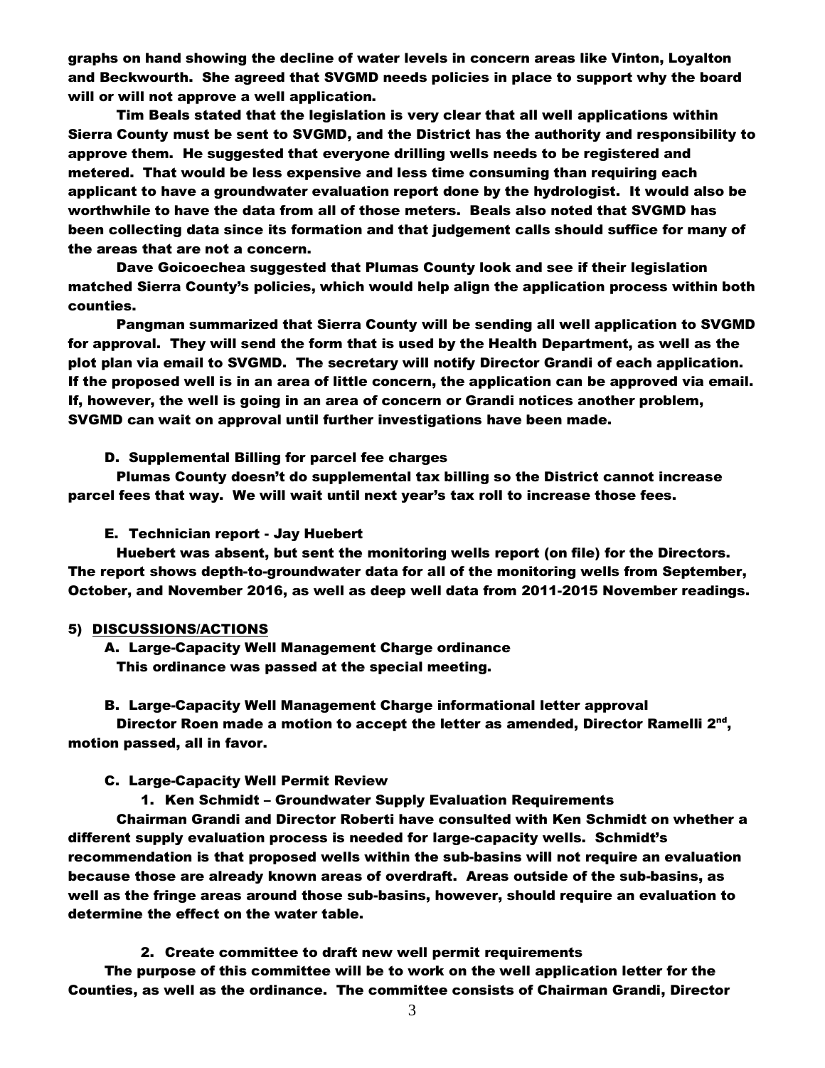**graphs on hand showing the decline of water levels in concern areas like Vinton, Loyalton and Beckwourth. She agreed that SVGMD needs policies in place to support why the board will or will not approve a well application.**

**Tim Beals stated that the legislation is very clear that all well applications within Sierra County must be sent to SVGMD, and the District has the authority and responsibility to approve them. He suggested that everyone drilling wells needs to be registered and metered. That would be less expensive and less time consuming than requiring each applicant to have a groundwater evaluation report done by the hydrologist. It would also be worthwhile to have the data from all of those meters. Beals also noted that SVGMD has been collecting data since its formation and that judgement calls should suffice for many of the areas that are not a concern.**

**Dave Goicoechea suggested that Plumas County look and see if their legislation matched Sierra County's policies, which would help align the application process within both counties.**

**Pangman summarized that Sierra County will be sending all well application to SVGMD for approval. They will send the form that is used by the Health Department, as well as the plot plan via email to SVGMD. The secretary will notify Director Grandi of each application. If the proposed well is in an area of little concern, the application can be approved via email. If, however, the well is going in an area of concern or Grandi notices another problem, SVGMD can wait on approval until further investigations have been made.**

**D. Supplemental Billing for parcel fee charges**

**Plumas County doesn't do supplemental tax billing so the District cannot increase parcel fees that way. We will wait until next year's tax roll to increase those fees.**

**E. Technician report - Jay Huebert**

**Huebert was absent, but sent the monitoring wells report (on file) for the Directors. The report shows depth-to-groundwater data for all of the monitoring wells from September, October, and November 2016, as well as deep well data from 2011-2015 November readings.**

**5) DISCUSSIONS/ACTIONS**

**A. Large-Capacity Well Management Charge ordinance**
**This ordinance was passed at the special meeting.**

**B. Large-Capacity Well Management Charge informational letter approval**

**Director Roen made a motion to accept the letter as amended, Director Ramelli 2nd, motion passed, all in favor.**

**C. Large-Capacity Well Permit Review**

**1. Ken Schmidt – Groundwater Supply Evaluation Requirements**

**Chairman Grandi and Director Roberti have consulted with Ken Schmidt on whether a different supply evaluation process is needed for large-capacity wells. Schmidt's recommendation is that proposed wells within the sub-basins will not require an evaluation because those are already known areas of overdraft. Areas outside of the sub-basins, as well as the fringe areas around those sub-basins, however, should require an evaluation to determine the effect on the water table.**

**2. Create committee to draft new well permit requirements**

**The purpose of this committee will be to work on the well application letter for the Counties, as well as the ordinance. The committee consists of Chairman Grandi, Director**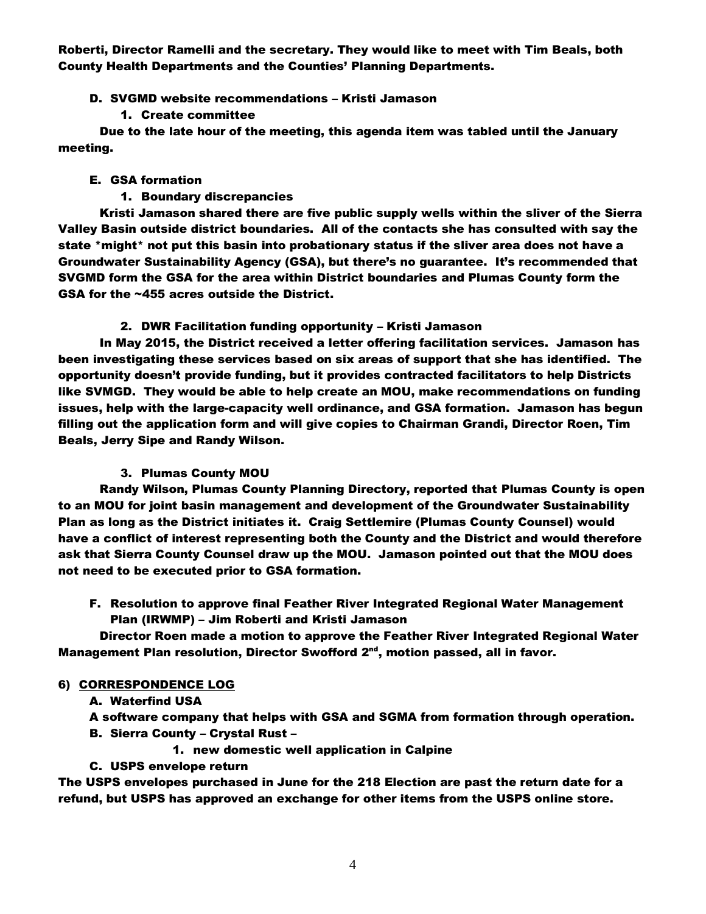**Roberti, Director Ramelli and the secretary. They would like to meet with Tim Beals, both County Health Departments and the Counties' Planning Departments.**

**D. SVGMD website recommendations – Kristi Jamason**

**1. Create committee**

**Due to the late hour of the meeting, this agenda item was tabled until the January meeting.**

**E. GSA formation**

**1. Boundary discrepancies**

**Kristi Jamason shared there are five public supply wells within the sliver of the Sierra Valley Basin outside district boundaries. All of the contacts she has consulted with say the state *might* not put this basin into probationary status if the sliver area does not have a Groundwater Sustainability Agency (GSA), but there's no guarantee. It's recommended that SVGMD form the GSA for the area within District boundaries and Plumas County form the GSA for the ~455 acres outside the District.**

**2. DWR Facilitation funding opportunity – Kristi Jamason**

**In May 2015, the District received a letter offering facilitation services. Jamason has been investigating these services based on six areas of support that she has identified. The opportunity doesn't provide funding, but it provides contracted facilitators to help Districts like SVMGD. They would be able to help create an MOU, make recommendations on funding issues, help with the large-capacity well ordinance, and GSA formation. Jamason has begun filling out the application form and will give copies to Chairman Grandi, Director Roen, Tim Beals, Jerry Sipe and Randy Wilson.**

**3. Plumas County MOU**

**Randy Wilson, Plumas County Planning Directory, reported that Plumas County is open to an MOU for joint basin management and development of the Groundwater Sustainability Plan as long as the District initiates it. Craig Settlemire (Plumas County Counsel) would have a conflict of interest representing both the County and the District and would therefore ask that Sierra County Counsel draw up the MOU. Jamason pointed out that the MOU does not need to be executed prior to GSA formation.**

**F. Resolution to approve final Feather River Integrated Regional Water Management Plan (IRWMP) – Jim Roberti and Kristi Jamason**

**Director Roen made a motion to approve the Feather River Integrated Regional Water Management Plan resolution, Director Swofford 2nd, motion passed, all in favor.**

**6) CORRESPONDENCE LOG**

**A. Waterfind USA**

**A software company that helps with GSA and SGMA from formation through operation.**

**B. Sierra County – Crystal Rust –**

**1. new domestic well application in Calpine**

**C. USPS envelope return**

**The USPS envelopes purchased in June for the 218 Election are past the return date for a refund, but USPS has approved an exchange for other items from the USPS online store.**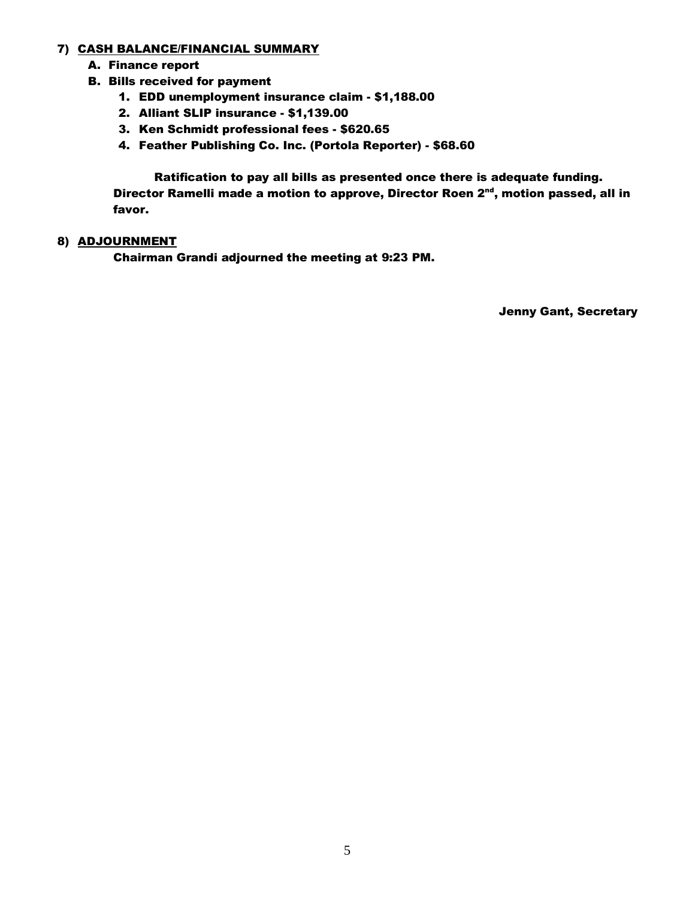7) **<u>CASH BALANCE/FINANCIAL SUMMARY</u>**

   A. **Finance report**

   B. **Bills received for payment**

      1. **EDD unemployment insurance claim - $1,188.00**
      2. **Alliant SLIP insurance - $1,139.00**
      3. **Ken Schmidt professional fees - $620.65**
      4. **Feather Publishing Co. Inc. (Portola Reporter) - $68.60**

**Ratification to pay all bills as presented once there is adequate funding. Director Ramelli made a motion to approve, Director Roen 2nd, motion passed, all in favor.**

8) **<u>ADJOURNMENT</u>**

**Chairman Grandi adjourned the meeting at 9:23 PM.**

**Jenny Gant, Secretary**